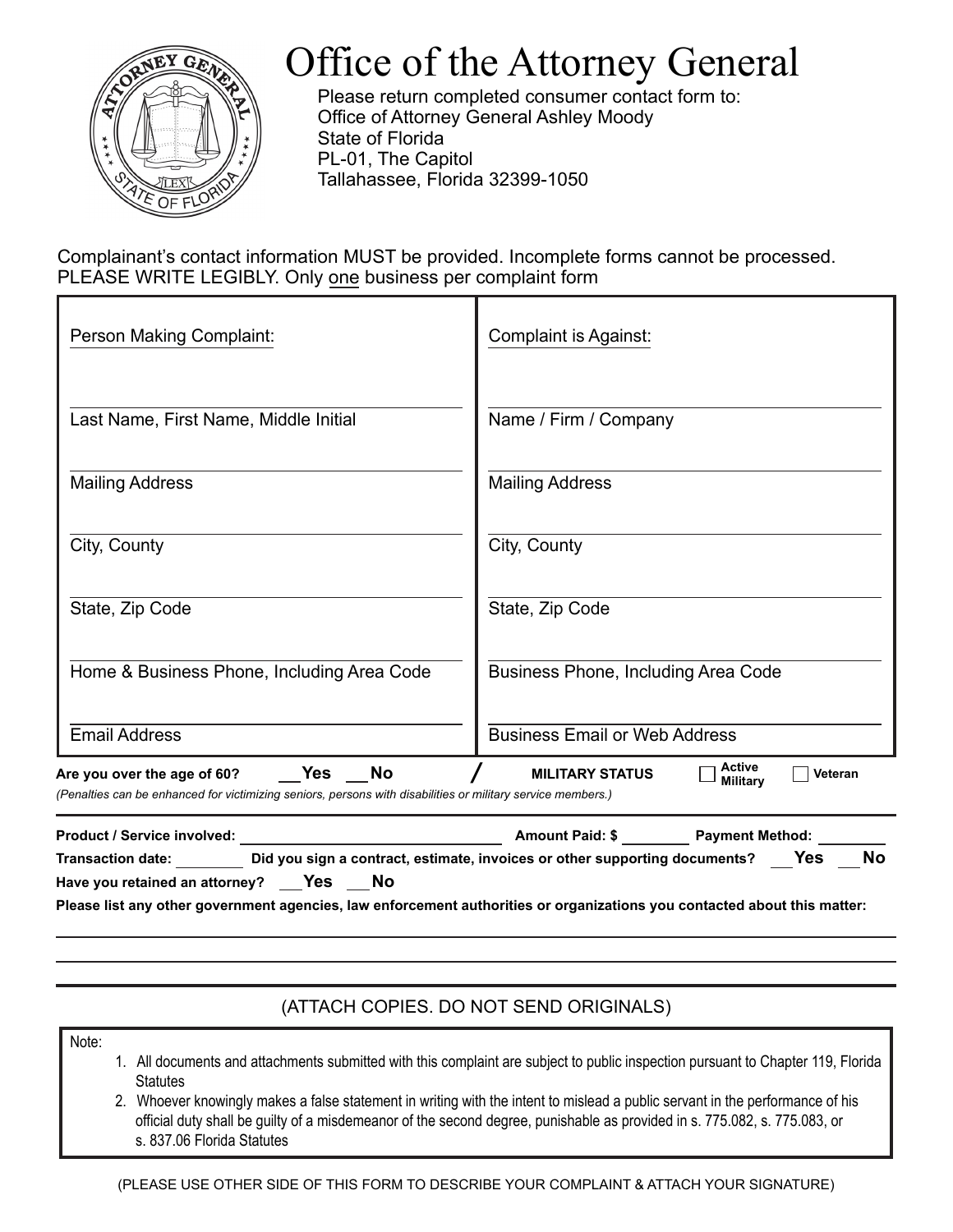# Office of the Attorney General

Please return completed consumer contact form to:
Office of Attorney General Ashley Moody
State of Florida
PL-01, The Capitol
Tallahassee, Florida 32399-1050

Complainant's contact information MUST be provided. Incomplete forms cannot be processed. PLEASE WRITE LEGIBLY. Only one business per complaint form

| Person Making Complaint: | Complaint is Against: |
|---|---|
| Last Name, First Name, Middle Initial | Name / Firm / Company |
| Mailing Address | Mailing Address |
| City, County | City, County |
| State, Zip Code | State, Zip Code |
| Home & Business Phone, Including Area Code | Business Phone, Including Area Code |
| Email Address | Business Email or Web Address |

**Are you over the age of 60?** ___ **Yes** ___ **No** / **MILITARY STATUS** ☐ **Active Military** ☐ **Veteran**

*(Penalties can be enhanced for victimizing seniors, persons with disabilities or military service members.)*

**Product / Service involved:** ______________________ **Amount Paid: $** ________ **Payment Method:** ________

**Transaction date:** ________ **Did you sign a contract, estimate, invoices or other supporting documents?** ___ **Yes** ___ **No**

**Have you retained an attorney?** ___ **Yes** ___ **No**

**Please list any other government agencies, law enforcement authorities or organizations you contacted about this matter:**

_______________________________________________

_______________________________________________

(ATTACH COPIES. DO NOT SEND ORIGINALS)

Note:

1. All documents and attachments submitted with this complaint are subject to public inspection pursuant to Chapter 119, Florida Statutes
2. Whoever knowingly makes a false statement in writing with the intent to mislead a public servant in the performance of his official duty shall be guilty of a misdemeanor of the second degree, punishable as provided in s. 775.082, s. 775.083, or s. 837.06 Florida Statutes

(PLEASE USE OTHER SIDE OF THIS FORM TO DESCRIBE YOUR COMPLAINT & ATTACH YOUR SIGNATURE)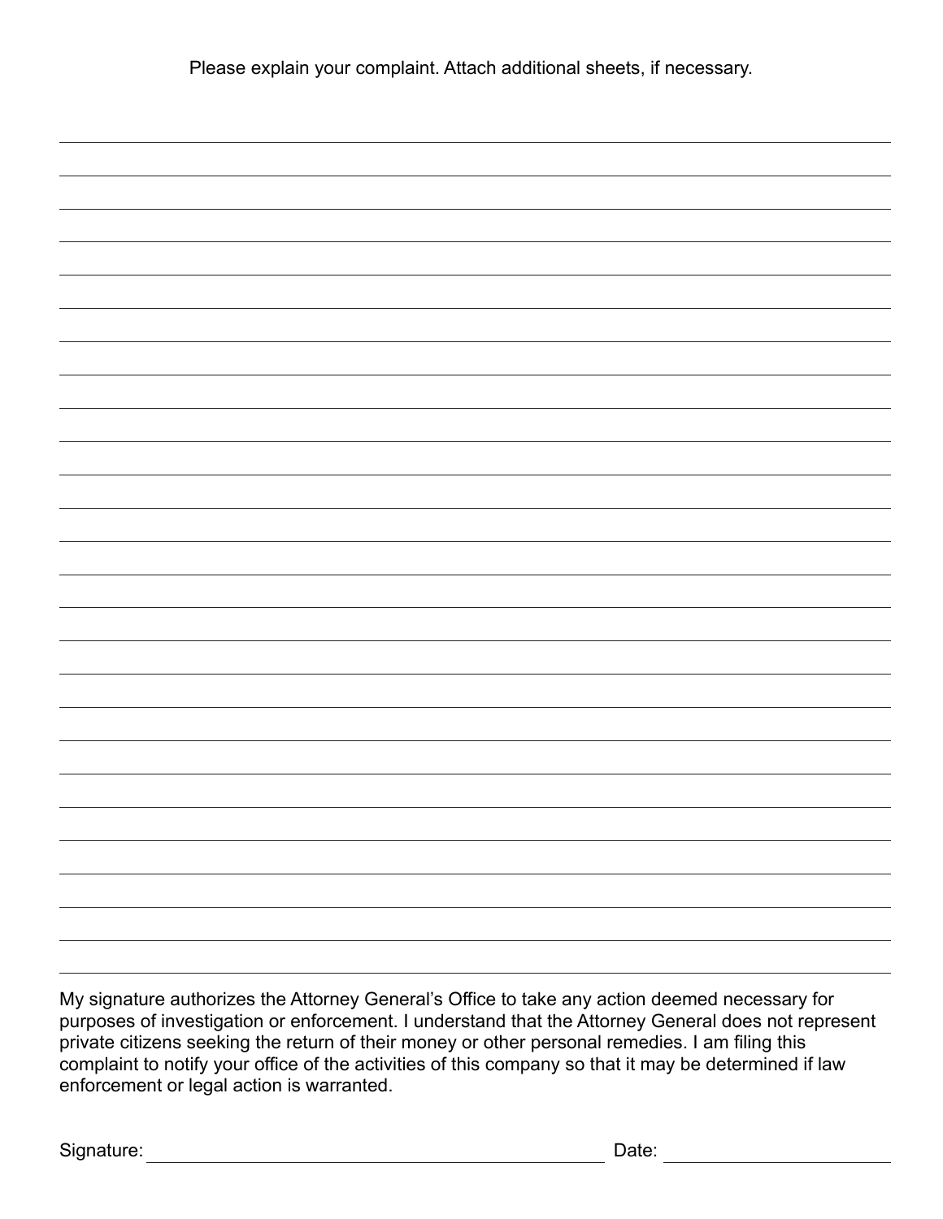Please explain your complaint. Attach additional sheets, if necessary.

My signature authorizes the Attorney General's Office to take any action deemed necessary for purposes of investigation or enforcement. I understand that the Attorney General does not represent private citizens seeking the return of their money or other personal remedies. I am filing this complaint to notify your office of the activities of this company so that it may be determined if law enforcement or legal action is warranted.

Signature: ______________________________ Date: ______________